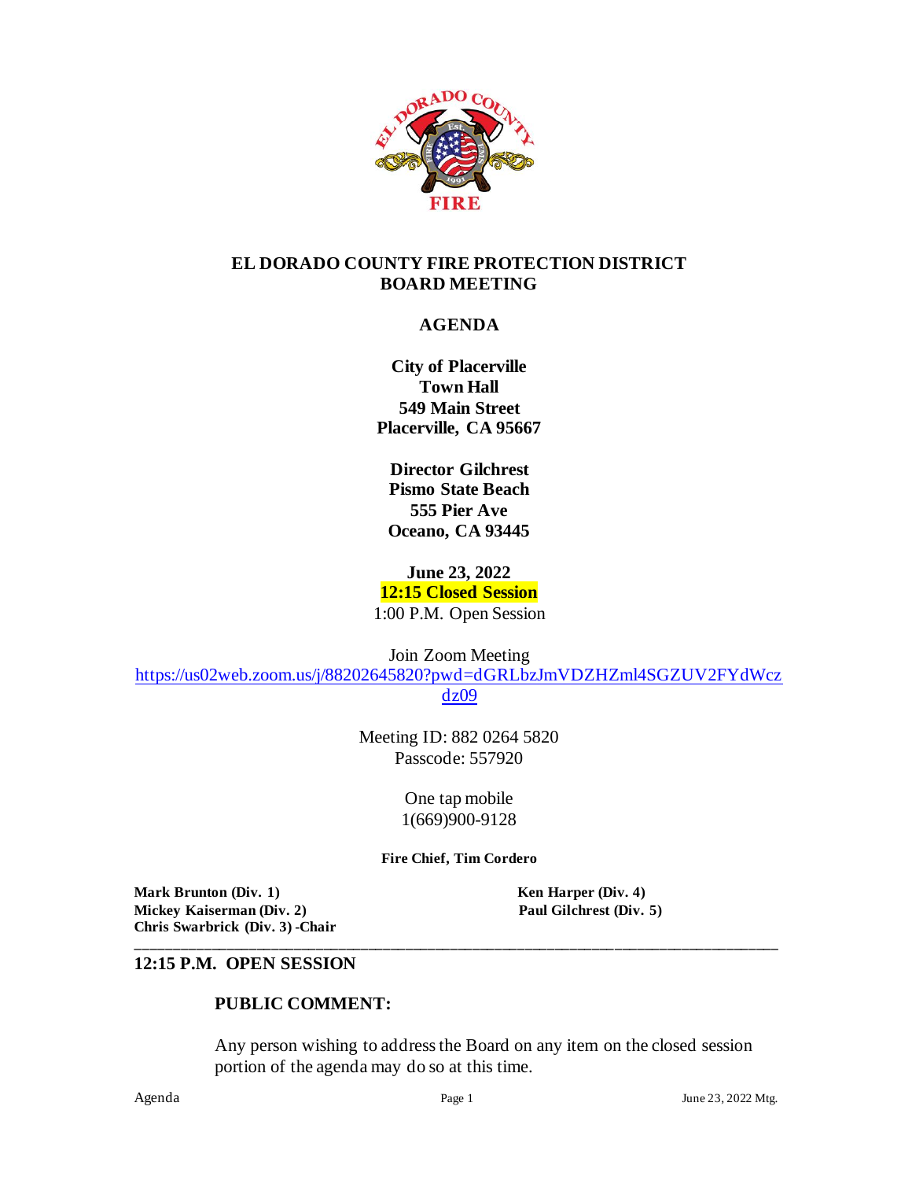# EL DORADO COUNTY FIRE PROTECTION DISTRICT BOARD MEETING

## AGENDA

**City of Placerville**
**Town Hall**
**549 Main Street**
**Placerville, CA 95667**

**Director Gilchrest**
**Pismo State Beach**
**555 Pier Ave**
**Oceano, CA 93445**

**June 23, 2022**
**12:15 Closed Session**
1:00 P.M. Open Session

Join Zoom Meeting
https://us02web.zoom.us/j/88202645820?pwd=dGRLbzJmVDZHZml4SGZUV2FYdWczdz09

Meeting ID: 882 0264 5820
Passcode: 557920

One tap mobile
1(669)900-9128

**Fire Chief, Tim Cordero**

**Mark Brunton (Div. 1)**
**Mickey Kaiserman (Div. 2)**
**Chris Swarbrick (Div. 3) -Chair**
**Ken Harper (Div. 4)**
**Paul Gilchrest (Div. 5)**

---

## 12:15 P.M. OPEN SESSION

### PUBLIC COMMENT:

Any person wishing to address the Board on any item on the closed session portion of the agenda may do so at this time.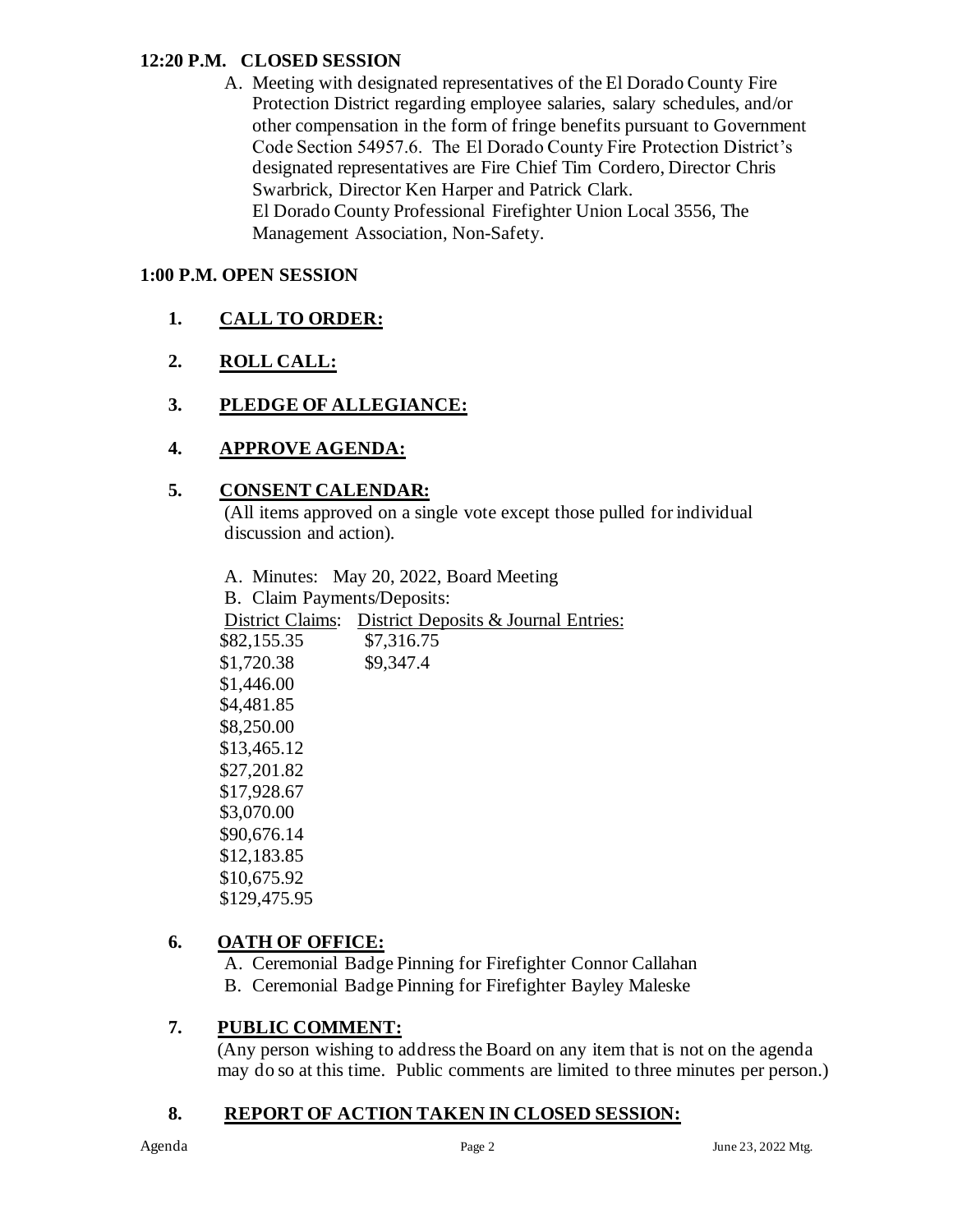## 12:20 P.M. CLOSED SESSION

A. Meeting with designated representatives of the El Dorado County Fire Protection District regarding employee salaries, salary schedules, and/or other compensation in the form of fringe benefits pursuant to Government Code Section 54957.6. The El Dorado County Fire Protection District's designated representatives are Fire Chief Tim Cordero, Director Chris Swarbrick, Director Ken Harper and Patrick Clark.
El Dorado County Professional Firefighter Union Local 3556, The Management Association, Non-Safety.

## 1:00 P.M. OPEN SESSION

1. **CALL TO ORDER:**

2. **ROLL CALL:**

3. **PLEDGE OF ALLEGIANCE:**

4. **APPROVE AGENDA:**

5. **CONSENT CALENDAR:**
(All items approved on a single vote except those pulled for individual discussion and action).

   A. Minutes: May 20, 2022, Board Meeting

   B. Claim Payments/Deposits:

| District Claims: | District Deposits & Journal Entries: |
|---|---|
| $82,155.35 | $7,316.75 |
| $1,720.38 | $9,347.4 |
| $1,446.00 | |
| $4,481.85 | |
| $8,250.00 | |
| $13,465.12 | |
| $27,201.82 | |
| $17,928.67 | |
| $3,070.00 | |
| $90,676.14 | |
| $12,183.85 | |
| $10,675.92 | |
| $129,475.95 | |

6. **OATH OF OFFICE:**

   A. Ceremonial Badge Pinning for Firefighter Connor Callahan

   B. Ceremonial Badge Pinning for Firefighter Bayley Maleske

7. **PUBLIC COMMENT:**
(Any person wishing to address the Board on any item that is not on the agenda may do so at this time. Public comments are limited to three minutes per person.)

8. **REPORT OF ACTION TAKEN IN CLOSED SESSION:**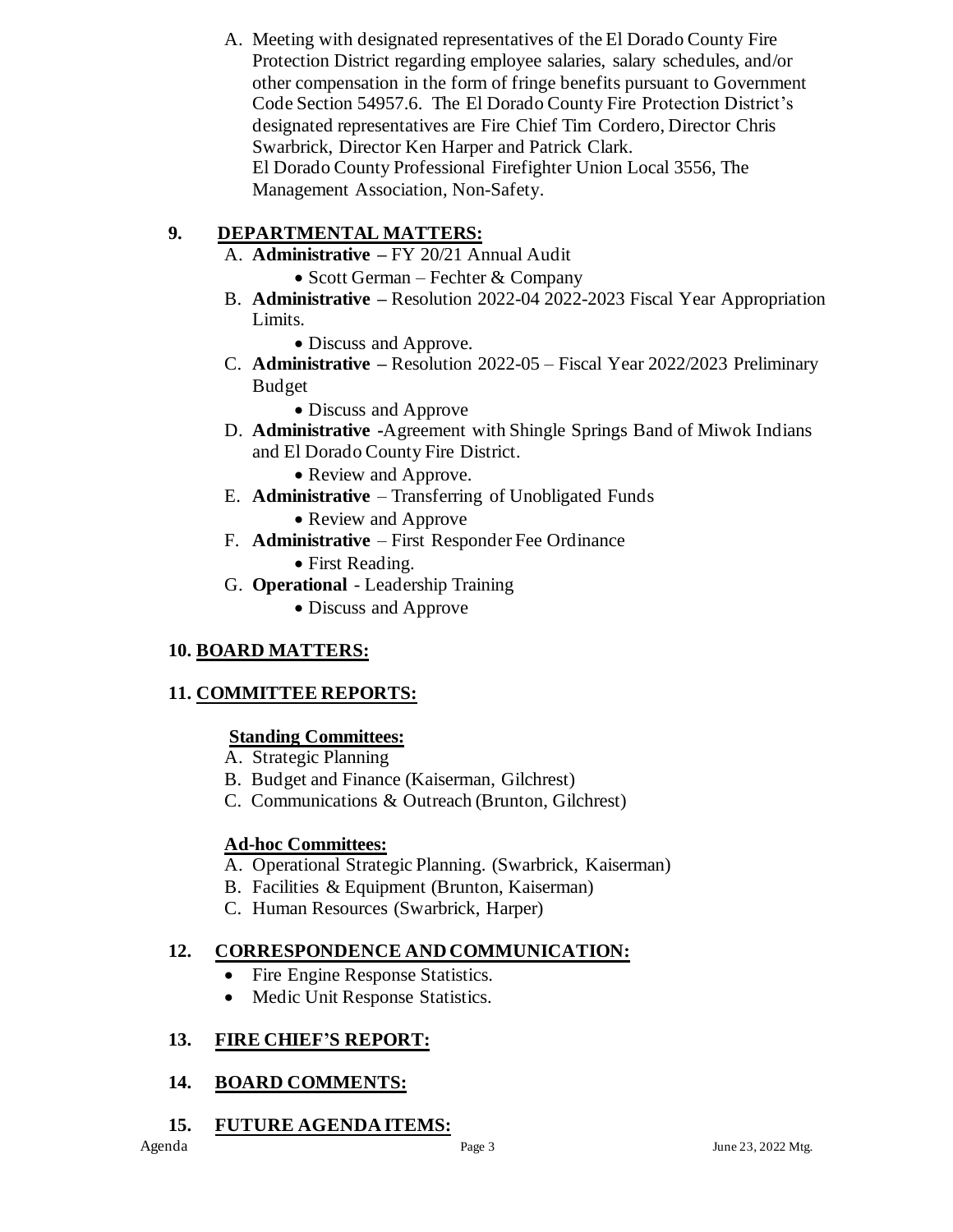A. Meeting with designated representatives of the El Dorado County Fire Protection District regarding employee salaries, salary schedules, and/or other compensation in the form of fringe benefits pursuant to Government Code Section 54957.6. The El Dorado County Fire Protection District's designated representatives are Fire Chief Tim Cordero, Director Chris Swarbrick, Director Ken Harper and Patrick Clark.
El Dorado County Professional Firefighter Union Local 3556, The Management Association, Non-Safety.

## 9. DEPARTMENTAL MATTERS:

A. **Administrative –** FY 20/21 Annual Audit
   - Scott German – Fechter & Company

B. **Administrative –** Resolution 2022-04 2022-2023 Fiscal Year Appropriation Limits.
   - Discuss and Approve.

C. **Administrative –** Resolution 2022-05 – Fiscal Year 2022/2023 Preliminary Budget
   - Discuss and Approve

D. **Administrative -**Agreement with Shingle Springs Band of Miwok Indians and El Dorado County Fire District.
   - Review and Approve.

E. **Administrative** – Transferring of Unobligated Funds
   - Review and Approve

F. **Administrative** – First Responder Fee Ordinance
   - First Reading.

G. **Operational** - Leadership Training
   - Discuss and Approve

## 10. BOARD MATTERS:

## 11. COMMITTEE REPORTS:

**Standing Committees:**

A. Strategic Planning
B. Budget and Finance (Kaiserman, Gilchrest)
C. Communications & Outreach (Brunton, Gilchrest)

**Ad-hoc Committees:**

A. Operational Strategic Planning. (Swarbrick, Kaiserman)
B. Facilities & Equipment (Brunton, Kaiserman)
C. Human Resources (Swarbrick, Harper)

## 12. CORRESPONDENCE AND COMMUNICATION:

- Fire Engine Response Statistics.
- Medic Unit Response Statistics.

## 13. FIRE CHIEF'S REPORT:

## 14. BOARD COMMENTS:

## 15. FUTURE AGENDA ITEMS: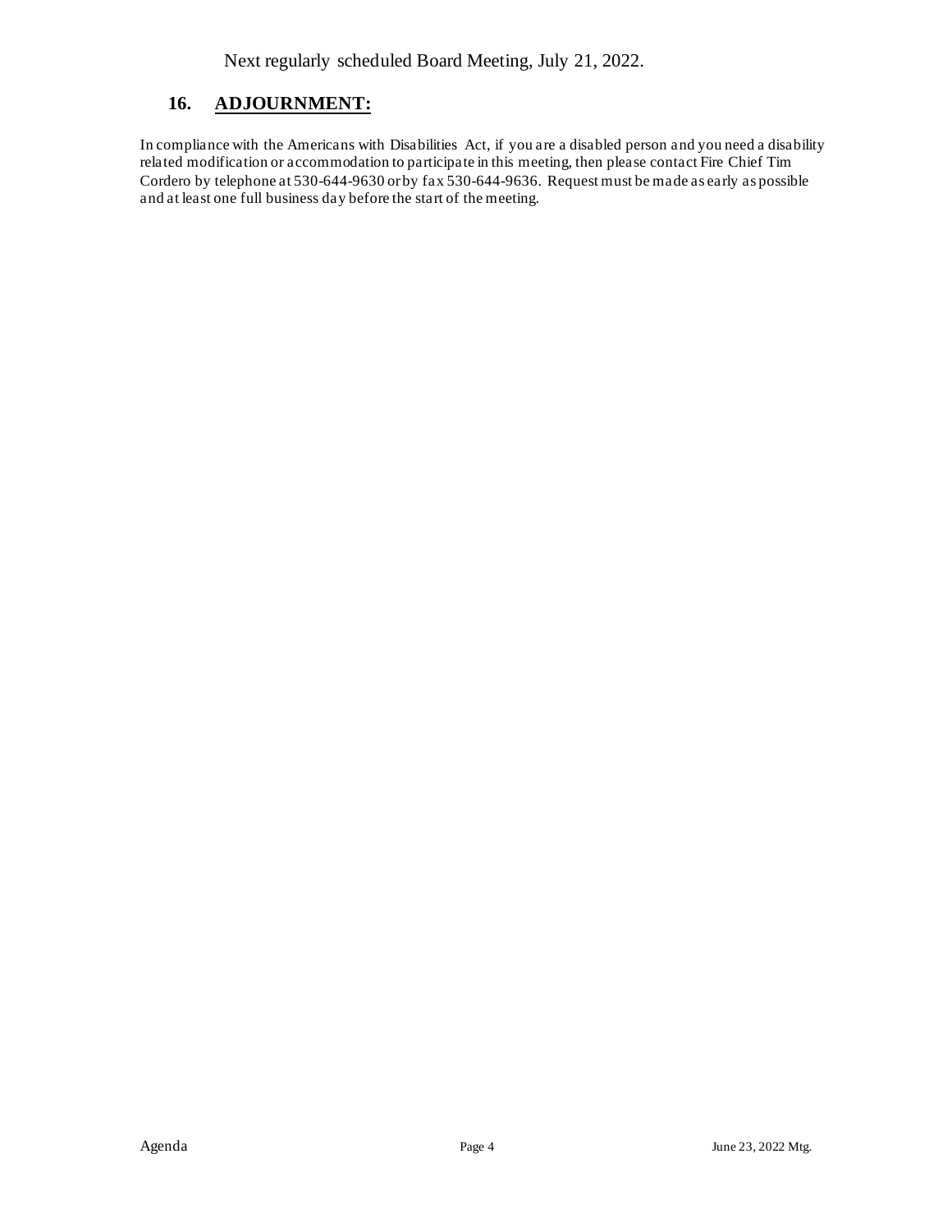Next regularly scheduled Board Meeting, July 21, 2022.

## 16. ADJOURNMENT:

In compliance with the Americans with Disabilities Act, if you are a disabled person and you need a disability related modification or accommodation to participate in this meeting, then please contact Fire Chief Tim Cordero by telephone at 530-644-9630 or by fax 530-644-9636. Request must be made as early as possible and at least one full business day before the start of the meeting.